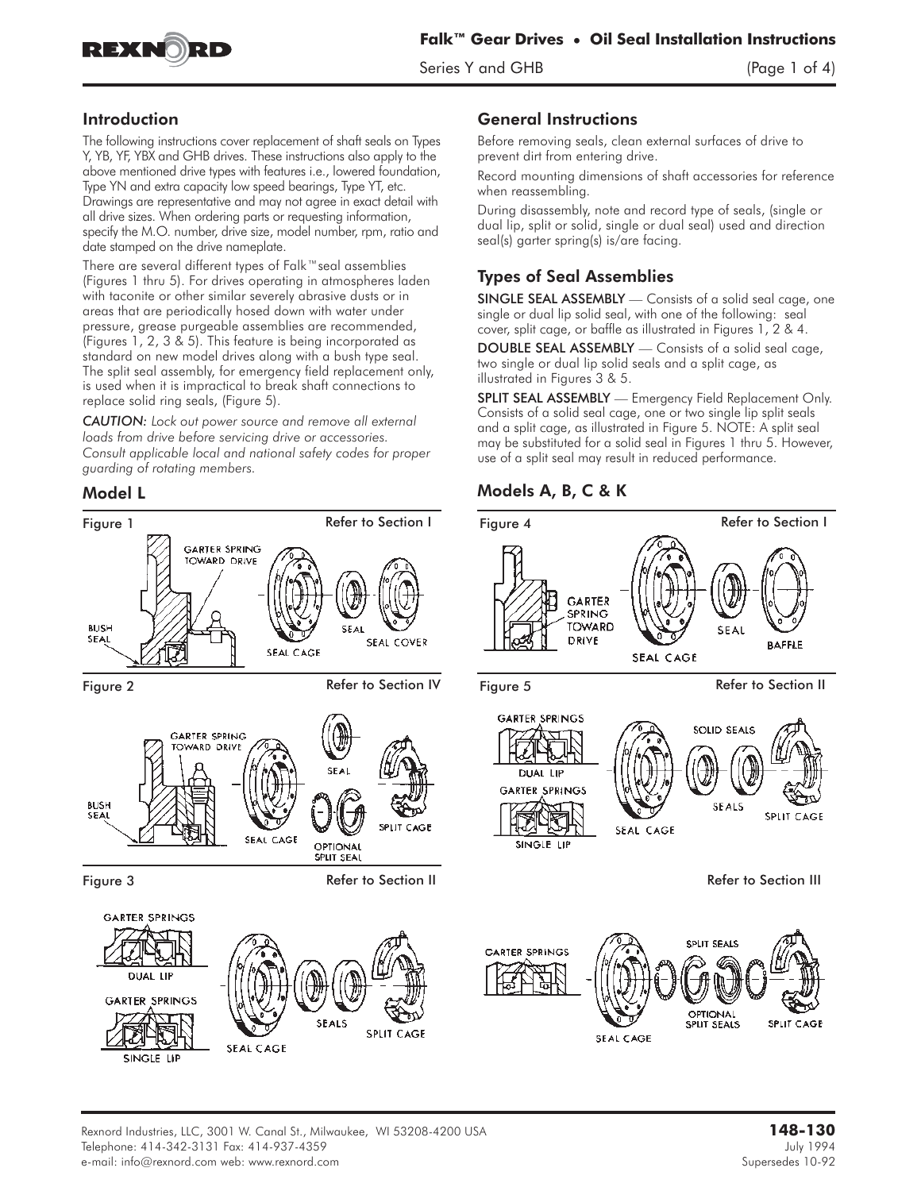# Falk™ Gear Drives • Oil Seal Installation Instructions

Series Y and GHB

## Introduction

The following instructions cover replacement of shaft seals on Types Y, YB, YF, YBX and GHB drives. These instructions also apply to the above mentioned drive types with features i.e., lowered foundation, Type YN and extra capacity low speed bearings, Type YT, etc. Drawings are representative and may not agree in exact detail with all drive sizes. When ordering parts or requesting information, specify the M.O. number, drive size, model number, rpm, ratio and date stamped on the drive nameplate.

There are several different types of Falk™seal assemblies (Figures 1 thru 5). For drives operating in atmospheres laden with taconite or other similar severely abrasive dusts or in areas that are periodically hosed down with water under pressure, grease purgeable assemblies are recommended, (Figures 1, 2, 3 & 5). This feature is being incorporated as standard on new model drives along with a bush type seal. The split seal assembly, for emergency field replacement only, is used when it is impractical to break shaft connections to replace solid ring seals, (Figure 5).

*CAUTION: Lock out power source and remove all external loads from drive before servicing drive or accessories. Consult applicable local and national safety codes for proper guarding of rotating members.*

## General Instructions

Before removing seals, clean external surfaces of drive to prevent dirt from entering drive.

Record mounting dimensions of shaft accessories for reference when reassembling.

During disassembly, note and record type of seals, (single or dual lip, split or solid, single or dual seal) used and direction seal(s) garter spring(s) is/are facing.

## Types of Seal Assemblies

**SINGLE SEAL ASSEMBLY** — Consists of a solid seal cage, one single or dual lip solid seal, with one of the following: seal cover, split cage, or baffle as illustrated in Figures 1, 2 & 4.

**DOUBLE SEAL ASSEMBLY** — Consists of a solid seal cage, two single or dual lip solid seals and a split cage, as illustrated in Figures 3 & 5.

**SPLIT SEAL ASSEMBLY** — Emergency Field Replacement Only. Consists of a solid seal cage, one or two single lip split seals and a split cage, as illustrated in Figure 5. NOTE: A split seal may be substituted for a solid seal in Figures 1 thru 5. However, use of a split seal may result in reduced performance.

## Model L

Figure 1 — Refer to Section I

GARTER SPRING TOWARD DRIVE; BUSH SEAL; SEAL CAGE; SEAL; SEAL COVER

Figure 2 — Refer to Section IV

GARTER SPRING TOWARD DRIVE; BUSH SEAL; SEAL CAGE; SEAL; OPTIONAL SPLIT SEAL; SPLIT CAGE

Figure 3 — Refer to Section II

GARTER SPRINGS; DUAL LIP; GARTER SPRINGS; SINGLE LIP; SEAL CAGE; SEALS; SPLIT CAGE

## Models A, B, C & K

Figure 4 — Refer to Section I

GARTER SPRING TOWARD DRIVE; SEAL CAGE; SEAL; BAFFLE

Figure 5 — Refer to Section II

GARTER SPRINGS; DUAL LIP; GARTER SPRINGS; SINGLE LIP; SEAL CAGE; SOLID SEALS; SEALS; SPLIT CAGE

Refer to Section III

GARTER SPRINGS; SEAL CAGE; SPLIT SEALS; OPTIONAL SPLIT SEALS; SPLIT CAGE

Rexnord Industries, LLC, 3001 W. Canal St., Milwaukee, WI 53208-4200 USA
Telephone: 414-342-3131 Fax: 414-937-4359
e-mail: info@rexnord.com web: www.rexnord.com

**148-130**
July 1994
Supersedes 10-92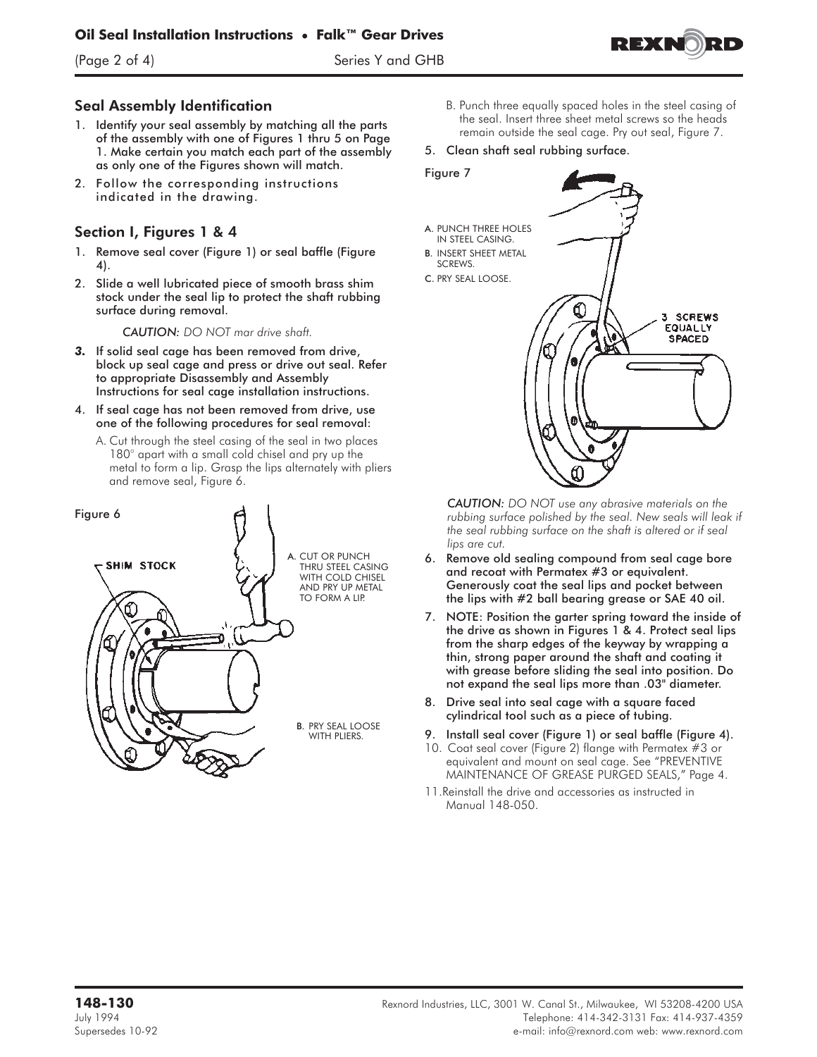## Seal Assembly Identification

1. Identify your seal assembly by matching all the parts of the assembly with one of Figures 1 thru 5 on Page 1. Make certain you match each part of the assembly as only one of the Figures shown will match.
2. Follow the corresponding instructions indicated in the drawing.

## Section I, Figures 1 & 4

1. **Remove seal cover (Figure 1) or seal baffle (Figure 4).**
2. **Slide a well lubricated piece of smooth brass shim stock under the seal lip to protect the shaft rubbing surface during removal.**

   *CAUTION: DO NOT mar drive shaft.*

3. **If solid seal cage has been removed from drive, block up seal cage and press or drive out seal. Refer to appropriate Disassembly and Assembly Instructions for seal cage installation instructions.**
4. **If seal cage has not been removed from drive, use one of the following procedures for seal removal:**

   A. Cut through the steel casing of the seal in two places 180° apart with a small cold chisel and pry up the metal to form a lip. Grasp the lips alternately with pliers and remove seal, Figure 6.

Figure 6

SHIM STOCK

A. CUT OR PUNCH THRU STEEL CASING WITH COLD CHISEL AND PRY UP METAL TO FORM A LIP.

B. PRY SEAL LOOSE WITH PLIERS.

   B. Punch three equally spaced holes in the steel casing of the seal. Insert three sheet metal screws so the heads remain outside the seal cage. Pry out seal, Figure 7.

5. **Clean shaft seal rubbing surface.**

Figure 7

A. PUNCH THREE HOLES IN STEEL CASING.
B. INSERT SHEET METAL SCREWS.
C. PRY SEAL LOOSE.

3 SCREWS EQUALLY SPACED

*CAUTION: DO NOT use any abrasive materials on the rubbing surface polished by the seal. New seals will leak if the seal rubbing surface on the shaft is altered or if seal lips are cut.*

6. **Remove old sealing compound from seal cage bore and recoat with Permatex #3 or equivalent. Generously coat the seal lips and pocket between the lips with #2 ball bearing grease or SAE 40 oil.**
7. **NOTE: Position the garter spring toward the inside of the drive as shown in Figures 1 & 4. Protect seal lips from the sharp edges of the keyway by wrapping a thin, strong paper around the shaft and coating it with grease before sliding the seal into position. Do not expand the seal lips more than .03" diameter.**
8. **Drive seal into seal cage with a square faced cylindrical tool such as a piece of tubing.**
9. **Install seal cover (Figure 1) or seal baffle (Figure 4).**
10. Coat seal cover (Figure 2) flange with Permatex #3 or equivalent and mount on seal cage. See "PREVENTIVE MAINTENANCE OF GREASE PURGED SEALS," Page 4.
11. Reinstall the drive and accessories as instructed in Manual 148-050.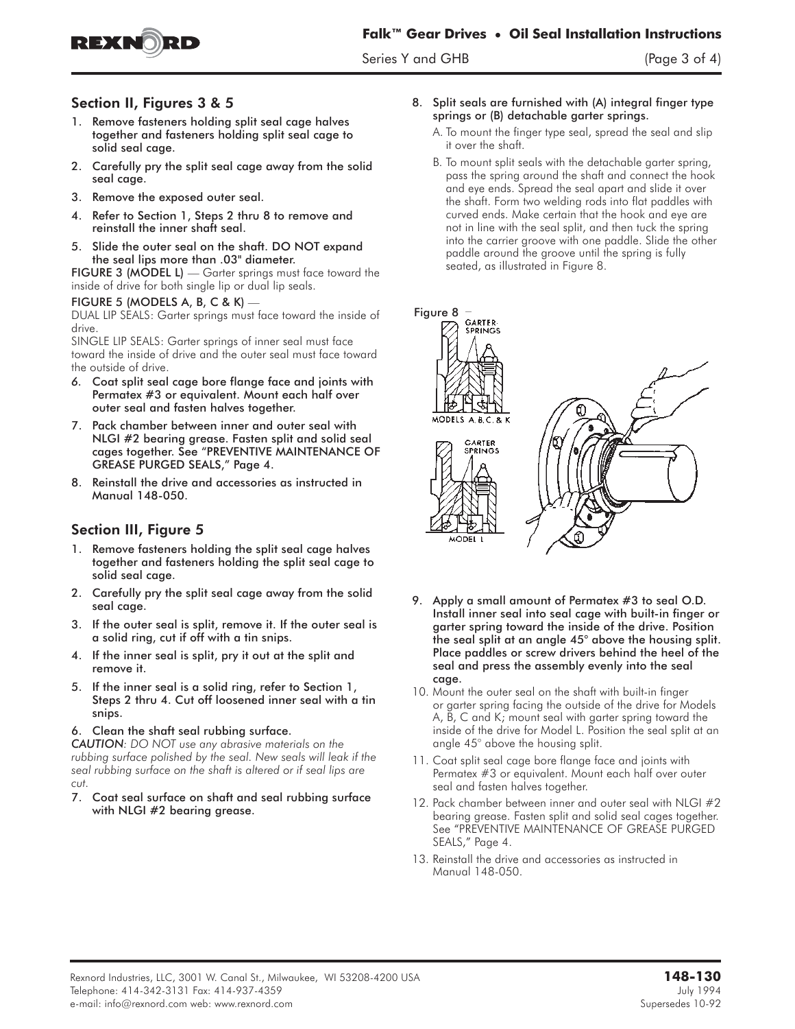## Section II, Figures 3 & 5

1. **Remove fasteners holding split seal cage halves together and fasteners holding split seal cage to solid seal cage.**
2. **Carefully pry the split seal cage away from the solid seal cage.**
3. **Remove the exposed outer seal.**
4. **Refer to Section 1, Steps 2 thru 8 to remove and reinstall the inner shaft seal.**
5. **Slide the outer seal on the shaft. DO NOT expand the seal lips more than .03" diameter.**

**FIGURE 3 (MODEL L)** — *Garter springs must face toward the inside of drive for both single lip or dual lip seals.*

**FIGURE 5 (MODELS A, B, C & K)** —
*DUAL LIP SEALS: Garter springs must face toward the inside of drive.*
*SINGLE LIP SEALS: Garter springs of inner seal must face toward the inside of drive and the outer seal must face toward the outside of drive.*

6. **Coat split seal cage bore flange face and joints with Permatex #3 or equivalent. Mount each half over outer seal and fasten halves together.**
7. **Pack chamber between inner and outer seal with NLGI #2 bearing grease. Fasten split and solid seal cages together. See "PREVENTIVE MAINTENANCE OF GREASE PURGED SEALS," Page 4.**
8. **Reinstall the drive and accessories as instructed in Manual 148-050.**

## Section III, Figure 5

1. **Remove fasteners holding the split seal cage halves together and fasteners holding the split seal cage to solid seal cage.**
2. **Carefully pry the split seal cage away from the solid seal cage.**
3. **If the outer seal is split, remove it. If the outer seal is a solid ring, cut if off with a tin snips.**
4. **If the inner seal is split, pry it out at the split and remove it.**
5. **If the inner seal is a solid ring, refer to Section 1, Steps 2 thru 4. Cut off loosened inner seal with a tin snips.**
6. **Clean the shaft seal rubbing surface.**

***CAUTION****: DO NOT use any abrasive materials on the rubbing surface polished by the seal. New seals will leak if the seal rubbing surface on the shaft is altered or if seal lips are cut.*

7. **Coat seal surface on shaft and seal rubbing surface with NLGI #2 bearing grease.**
8. **Split seals are furnished with (A) integral finger type springs or (B) detachable garter springs.**
   - A. To mount the finger type seal, spread the seal and slip it over the shaft.
   - B. To mount split seals with the detachable garter spring, pass the spring around the shaft and connect the hook and eye ends. Spread the seal apart and slide it over the shaft. Form two welding rods into flat paddles with curved ends. Make certain that the hook and eye are not in line with the seal split, and then tuck the spring into the carrier groove with one paddle. Slide the other paddle around the groove until the spring is fully seated, as illustrated in Figure 8.

Figure 8 — GARTER SPRINGS, MODELS A, B, C, & K; GARTER SPRINGS, MODEL L

9. **Apply a small amount of Permatex #3 to seal O.D. Install inner seal into seal cage with built-in finger or garter spring toward the inside of the drive. Position the seal split at an angle 45° above the housing split. Place paddles or screw drivers behind the heel of the seal and press the assembly evenly into the seal cage.**
10. Mount the outer seal on the shaft with built-in finger or garter spring facing the outside of the drive for Models A, B, C and K; mount seal with garter spring toward the inside of the drive for Model L. Position the seal split at an angle 45° above the housing split.
11. Coat split seal cage bore flange face and joints with Permatex #3 or equivalent. Mount each half over outer seal and fasten halves together.
12. Pack chamber between inner and outer seal with NLGI #2 bearing grease. Fasten split and solid seal cages together. See "PREVENTIVE MAINTENANCE OF GREASE PURGED SEALS," Page 4.
13. Reinstall the drive and accessories as instructed in Manual 148-050.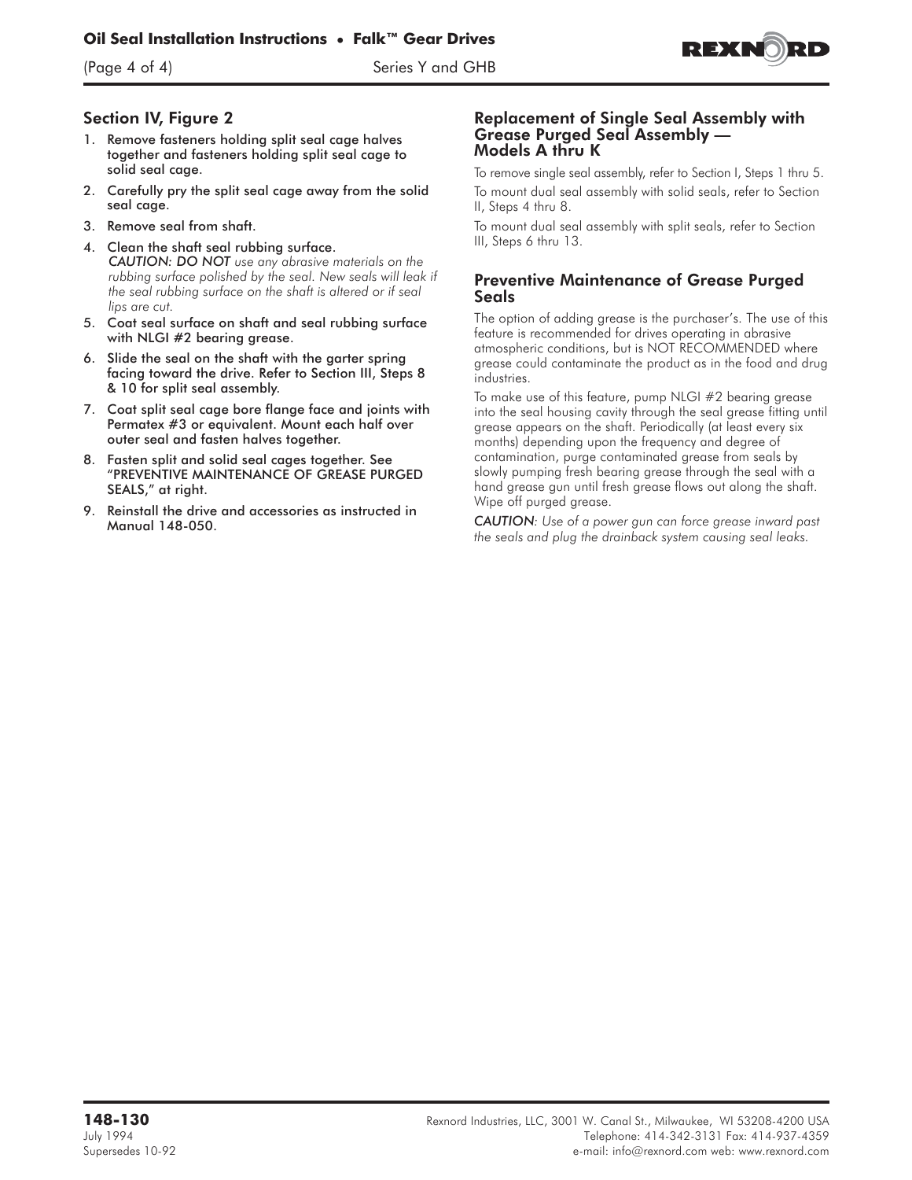## Section IV, Figure 2

1. Remove fasteners holding split seal cage halves together and fasteners holding split seal cage to solid seal cage.
2. Carefully pry the split seal cage away from the solid seal cage.
3. Remove seal from shaft.
4. Clean the shaft seal rubbing surface.
   *CAUTION: DO NOT use any abrasive materials on the rubbing surface polished by the seal. New seals will leak if the seal rubbing surface on the shaft is altered or if seal lips are cut.*
5. Coat seal surface on shaft and seal rubbing surface with NLGI #2 bearing grease.
6. Slide the seal on the shaft with the garter spring facing toward the drive. Refer to Section III, Steps 8 & 10 for split seal assembly.
7. Coat split seal cage bore flange face and joints with Permatex #3 or equivalent. Mount each half over outer seal and fasten halves together.
8. Fasten split and solid seal cages together. See "PREVENTIVE MAINTENANCE OF GREASE PURGED SEALS," at right.
9. Reinstall the drive and accessories as instructed in Manual 148-050.

## Replacement of Single Seal Assembly with Grease Purged Seal Assembly — Models A thru K

To remove single seal assembly, refer to Section I, Steps 1 thru 5.

To mount dual seal assembly with solid seals, refer to Section II, Steps 4 thru 8.

To mount dual seal assembly with split seals, refer to Section III, Steps 6 thru 13.

## Preventive Maintenance of Grease Purged Seals

The option of adding grease is the purchaser's. The use of this feature is recommended for drives operating in abrasive atmospheric conditions, but is NOT RECOMMENDED where grease could contaminate the product as in the food and drug industries.

To make use of this feature, pump NLGI #2 bearing grease into the seal housing cavity through the seal grease fitting until grease appears on the shaft. Periodically (at least every six months) depending upon the frequency and degree of contamination, purge contaminated grease from seals by slowly pumping fresh bearing grease through the seal with a hand grease gun until fresh grease flows out along the shaft. Wipe off purged grease.

*CAUTION: Use of a power gun can force grease inward past the seals and plug the drainback system causing seal leaks.*

**148-130**
July 1994
Supersedes 10-92

Rexnord Industries, LLC, 3001 W. Canal St., Milwaukee, WI 53208-4200 USA
Telephone: 414-342-3131 Fax: 414-937-4359
e-mail: info@rexnord.com web: www.rexnord.com